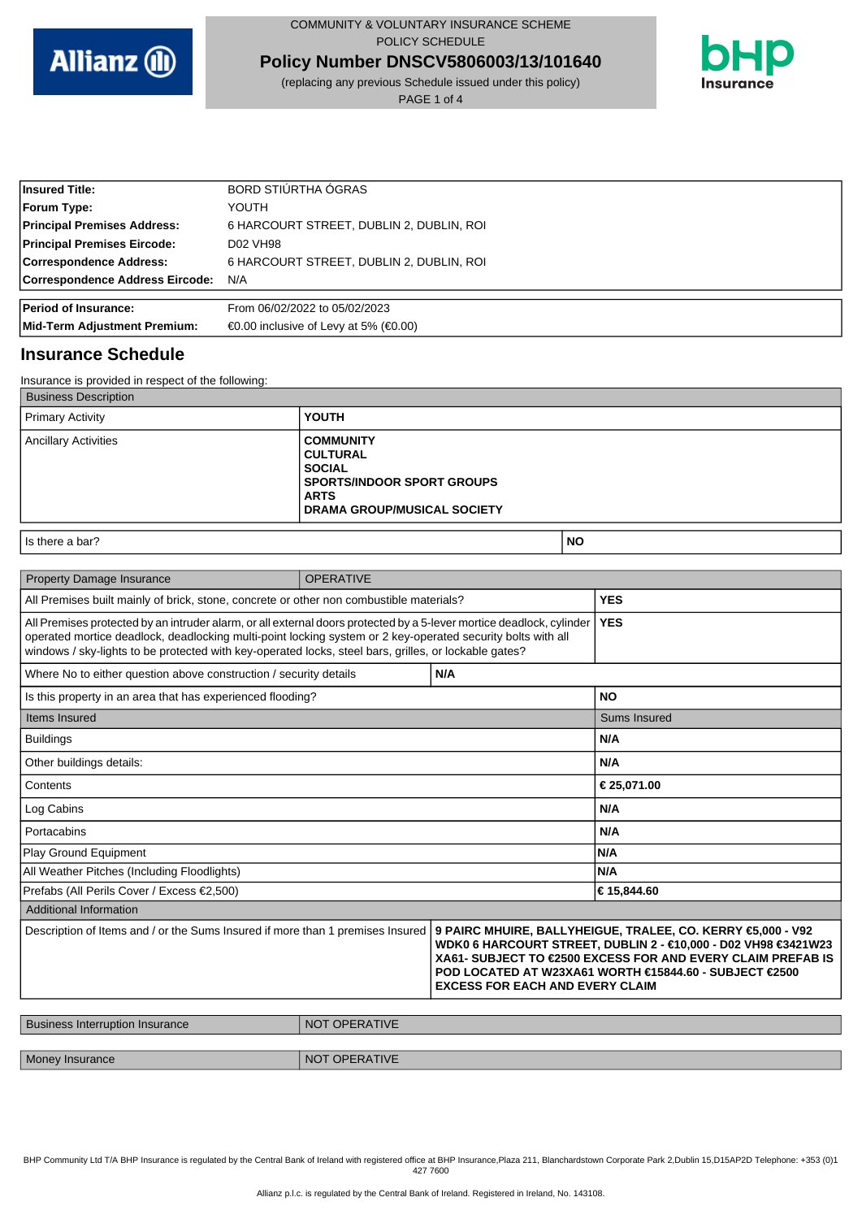COMMUNITY & VOLUNTARY INSURANCE SCHEME
POLICY SCHEDULE

**Policy Number DNSCV5806003/13/101640**

(replacing any previous Schedule issued under this policy)

| | |
|---|---|
| **Insured Title:** | BORD STIÚRTHA ÓGRAS |
| **Forum Type:** | YOUTH |
| **Principal Premises Address:** | 6 HARCOURT STREET, DUBLIN 2, DUBLIN, ROI |
| **Principal Premises Eircode:** | D02 VH98 |
| **Correspondence Address:** | 6 HARCOURT STREET, DUBLIN 2, DUBLIN, ROI |
| **Correspondence Address Eircode:** | N/A |

| | |
|---|---|
| **Period of Insurance:** | From 06/02/2022 to 05/02/2023 |
| **Mid-Term Adjustment Premium:** | €0.00 inclusive of Levy at 5% (€0.00) |

## Insurance Schedule

Insurance is provided in respect of the following:

| Business Description | |
|---|---|
| Primary Activity | **YOUTH** |
| Ancillary Activities | **COMMUNITY**<br>**CULTURAL**<br>**SOCIAL**<br>**SPORTS/INDOOR SPORT GROUPS**<br>**ARTS**<br>**DRAMA GROUP/MUSICAL SOCIETY** |

| | |
|---|---|
| Is there a bar? | **NO** |

| Property Damage Insurance | OPERATIVE |
|---|---|
| All Premises built mainly of brick, stone, concrete or other non combustible materials? | **YES** |
| All Premises protected by an intruder alarm, or all external doors protected by a 5-lever mortice deadlock, cylinder operated mortice deadlock, deadlocking multi-point locking system or 2 key-operated security bolts with all windows / sky-lights to be protected with key-operated locks, steel bars, grilles, or lockable gates? | **YES** |
| Where No to either question above construction / security details | **N/A** |
| Is this property in an area that has experienced flooding? | **NO** |
| Items Insured | Sums Insured |
| Buildings | **N/A** |
| Other buildings details: | **N/A** |
| Contents | **€ 25,071.00** |
| Log Cabins | **N/A** |
| Portacabins | **N/A** |
| Play Ground Equipment | **N/A** |
| All Weather Pitches (Including Floodlights) | **N/A** |
| Prefabs (All Perils Cover / Excess €2,500) | **€ 15,844.60** |
| Additional Information | |
| Description of Items and / or the Sums Insured if more than 1 premises Insured | **9 PAIRC MHUIRE, BALLYHEIGUE, TRALEE, CO. KERRY €5,000 - V92 WDK0 6 HARCOURT STREET, DUBLIN 2 - €10,000 - D02 VH98 €3421W23 XA61- SUBJECT TO €2500 EXCESS FOR AND EVERY CLAIM PREFAB IS POD LOCATED AT W23XA61 WORTH €15844.60 - SUBJECT €2500 EXCESS FOR EACH AND EVERY CLAIM** |

| Business Interruption Insurance | NOT OPERATIVE |
|---|---|

| Money Insurance | NOT OPERATIVE |
|---|---|

BHP Community Ltd T/A BHP Insurance is regulated by the Central Bank of Ireland with registered office at BHP Insurance,Plaza 211, Blanchardstown Corporate Park 2,Dublin 15,D15AP2D Telephone: +353 (0)1 427 7600

Allianz p.l.c. is regulated by the Central Bank of Ireland. Registered in Ireland, No. 143108.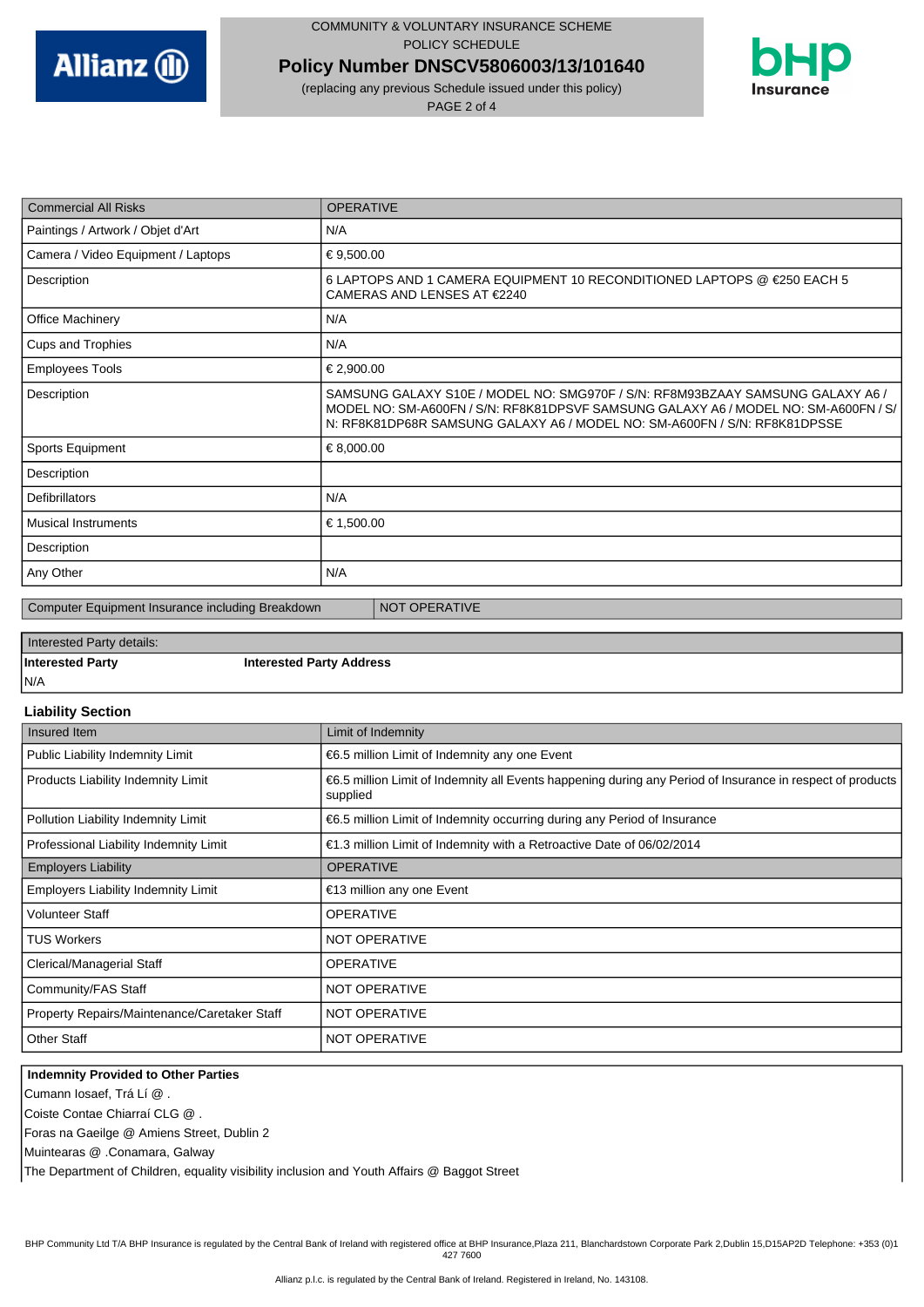COMMUNITY & VOLUNTARY INSURANCE SCHEME
POLICY SCHEDULE

**Policy Number DNSCV5806003/13/101640**

(replacing any previous Schedule issued under this policy)

| Commercial All Risks | OPERATIVE |
|---|---|
| Paintings / Artwork / Objet d'Art | N/A |
| Camera / Video Equipment / Laptops | € 9,500.00 |
| Description | 6 LAPTOPS AND 1 CAMERA EQUIPMENT 10 RECONDITIONED LAPTOPS @ €250 EACH 5 CAMERAS AND LENSES AT €2240 |
| Office Machinery | N/A |
| Cups and Trophies | N/A |
| Employees Tools | € 2,900.00 |
| Description | SAMSUNG GALAXY S10E / MODEL NO: SMG970F / S/N: RF8M93BZAAY SAMSUNG GALAXY A6 / MODEL NO: SM-A600FN / S/N: RF8K81DPSVF SAMSUNG GALAXY A6 / MODEL NO: SM-A600FN / S/ N: RF8K81DP68R SAMSUNG GALAXY A6 / MODEL NO: SM-A600FN / S/N: RF8K81DPSSE |
| Sports Equipment | € 8,000.00 |
| Description | |
| Defibrillators | N/A |
| Musical Instruments | € 1,500.00 |
| Description | |
| Any Other | N/A |

| Computer Equipment Insurance including Breakdown | NOT OPERATIVE |
|---|---|

| Interested Party details: | |
|---|---|
| **Interested Party** | **Interested Party Address** |
| N/A | |

## Liability Section

| Insured Item | Limit of Indemnity |
|---|---|
| Public Liability Indemnity Limit | €6.5 million Limit of Indemnity any one Event |
| Products Liability Indemnity Limit | €6.5 million Limit of Indemnity all Events happening during any Period of Insurance in respect of products supplied |
| Pollution Liability Indemnity Limit | €6.5 million Limit of Indemnity occurring during any Period of Insurance |
| Professional Liability Indemnity Limit | €1.3 million Limit of Indemnity with a Retroactive Date of 06/02/2014 |
| Employers Liability | OPERATIVE |
| Employers Liability Indemnity Limit | €13 million any one Event |
| Volunteer Staff | OPERATIVE |
| TUS Workers | NOT OPERATIVE |
| Clerical/Managerial Staff | OPERATIVE |
| Community/FAS Staff | NOT OPERATIVE |
| Property Repairs/Maintenance/Caretaker Staff | NOT OPERATIVE |
| Other Staff | NOT OPERATIVE |

**Indemnity Provided to Other Parties**

Cumann Iosaef, Trá Lí @ .
Coiste Contae Chiarraí CLG @ .
Foras na Gaeilge @ Amiens Street, Dublin 2
Muintearas @ .Conamara, Galway
The Department of Children, equality visibility inclusion and Youth Affairs @ Baggot Street

BHP Community Ltd T/A BHP Insurance is regulated by the Central Bank of Ireland with registered office at BHP Insurance,Plaza 211, Blanchardstown Corporate Park 2,Dublin 15,D15AP2D Telephone: +353 (0)1 427 7600

Allianz p.l.c. is regulated by the Central Bank of Ireland. Registered in Ireland, No. 143108.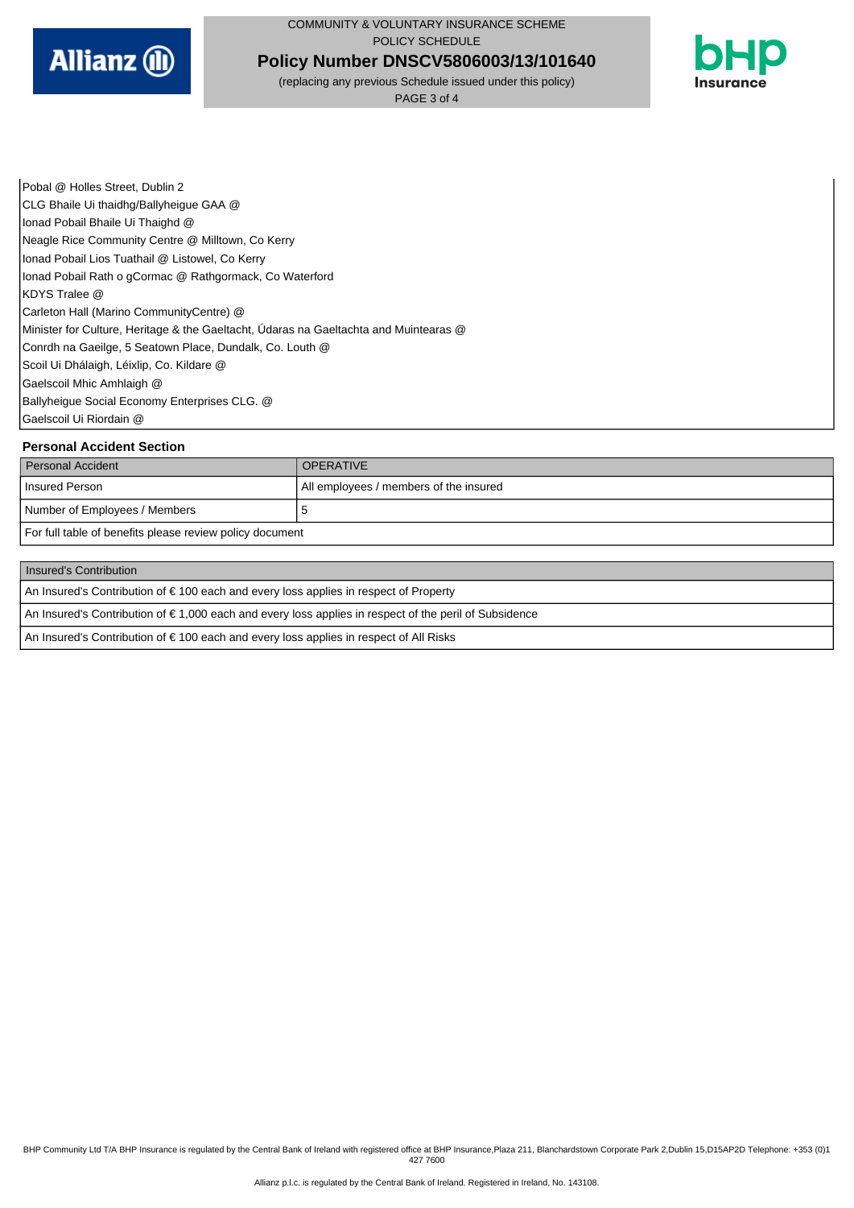Pobal @ Holles Street, Dublin 2
CLG Bhaile Ui thaidhg/Ballyheigue GAA @
Ionad Pobail Bhaile Ui Thaighd @
Neagle Rice Community Centre @ Milltown, Co Kerry
Ionad Pobail Lios Tuathail @ Listowel, Co Kerry
Ionad Pobail Rath o gCormac @ Rathgormack, Co Waterford
KDYS Tralee @
Carleton Hall (Marino CommunityCentre) @
Minister for Culture, Heritage & the Gaeltacht, Údaras na Gaeltachta and Muintearas @
Conrdh na Gaeilge, 5 Seatown Place, Dundalk, Co. Louth @
Scoil Ui Dhálaigh, Léixlip, Co. Kildare @
Gaelscoil Mhic Amhlaigh @
Ballyheigue Social Economy Enterprises CLG. @
Gaelscoil Ui Riordain @

### Personal Accident Section

| Personal Accident | OPERATIVE |
|---|---|
| Insured Person | All employees / members of the insured |
| Number of Employees / Members | 5 |
| For full table of benefits please review policy document | |

| Insured's Contribution |
|---|
| An Insured's Contribution of € 100 each and every loss applies in respect of Property |
| An Insured's Contribution of € 1,000 each and every loss applies in respect of the peril of Subsidence |
| An Insured's Contribution of € 100 each and every loss applies in respect of All Risks |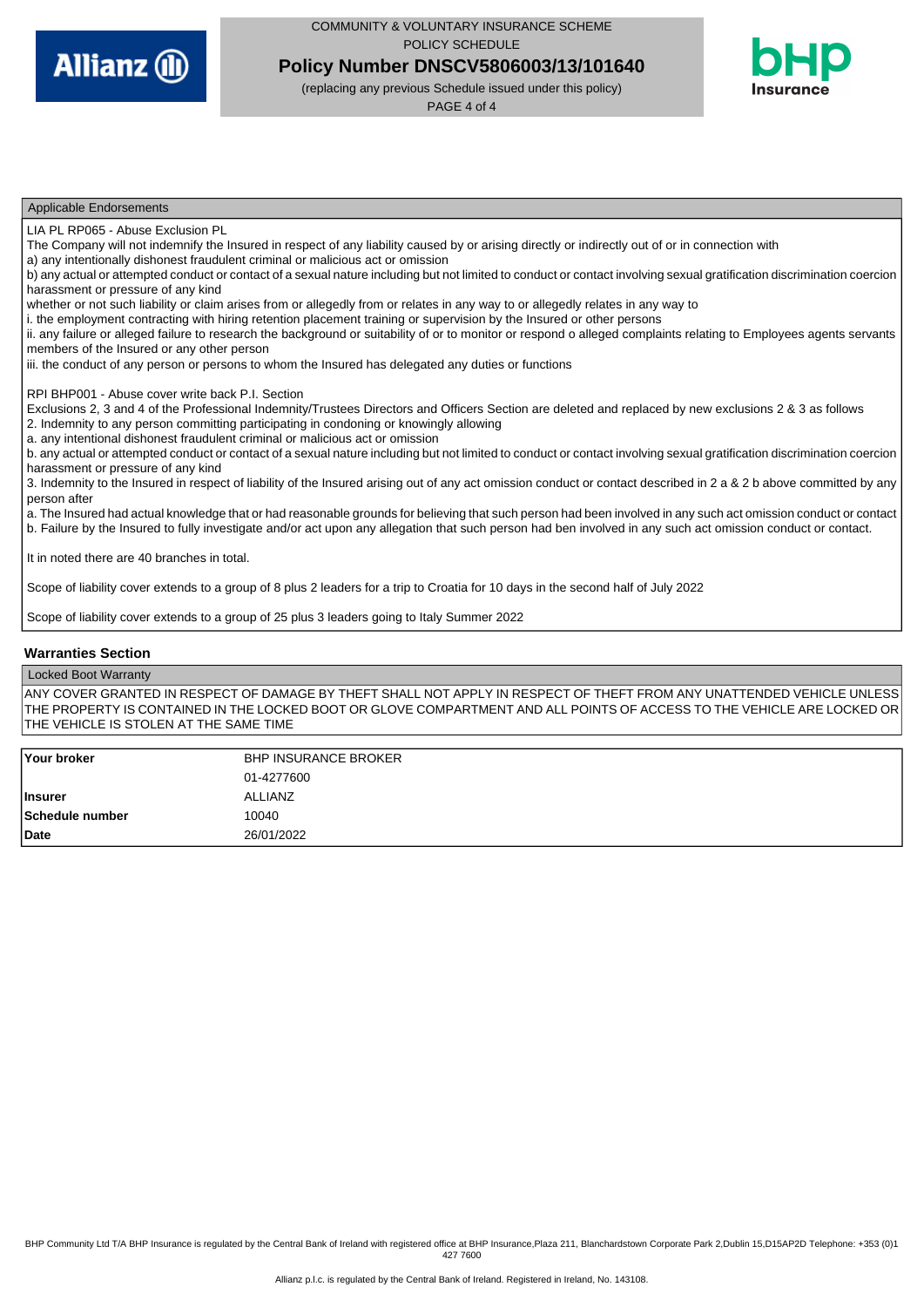COMMUNITY & VOLUNTARY INSURANCE SCHEME
POLICY SCHEDULE

**Policy Number DNSCV5806003/13/101640**

(replacing any previous Schedule issued under this policy)

## Applicable Endorsements

LIA PL RP065 - Abuse Exclusion PL

The Company will not indemnify the Insured in respect of any liability caused by or arising directly or indirectly out of or in connection with

a) any intentionally dishonest fraudulent criminal or malicious act or omission

b) any actual or attempted conduct or contact of a sexual nature including but not limited to conduct or contact involving sexual gratification discrimination coercion harassment or pressure of any kind

whether or not such liability or claim arises from or allegedly from or relates in any way to or allegedly relates in any way to

i. the employment contracting with hiring retention placement training or supervision by the Insured or other persons

ii. any failure or alleged failure to research the background or suitability of or to monitor or respond o alleged complaints relating to Employees agents servants members of the Insured or any other person

iii. the conduct of any person or persons to whom the Insured has delegated any duties or functions

RPI BHP001 - Abuse cover write back P.I. Section

Exclusions 2, 3 and 4 of the Professional Indemnity/Trustees Directors and Officers Section are deleted and replaced by new exclusions 2 & 3 as follows

2. Indemnity to any person committing participating in condoning or knowingly allowing

a. any intentional dishonest fraudulent criminal or malicious act or omission

b. any actual or attempted conduct or contact of a sexual nature including but not limited to conduct or contact involving sexual gratification discrimination coercion harassment or pressure of any kind

3. Indemnity to the Insured in respect of liability of the Insured arising out of any act omission conduct or contact described in 2 a & 2 b above committed by any person after

a. The Insured had actual knowledge that or had reasonable grounds for believing that such person had been involved in any such act omission conduct or contact

b. Failure by the Insured to fully investigate and/or act upon any allegation that such person had ben involved in any such act omission conduct or contact.

It in noted there are 40 branches in total.

Scope of liability cover extends to a group of 8 plus 2 leaders for a trip to Croatia for 10 days in the second half of July 2022

Scope of liability cover extends to a group of 25 plus 3 leaders going to Italy Summer 2022

## Warranties Section

Locked Boot Warranty

ANY COVER GRANTED IN RESPECT OF DAMAGE BY THEFT SHALL NOT APPLY IN RESPECT OF THEFT FROM ANY UNATTENDED VEHICLE UNLESS THE PROPERTY IS CONTAINED IN THE LOCKED BOOT OR GLOVE COMPARTMENT AND ALL POINTS OF ACCESS TO THE VEHICLE ARE LOCKED OR THE VEHICLE IS STOLEN AT THE SAME TIME

| | |
|---|---|
| **Your broker** | BHP INSURANCE BROKER |
| | 01-4277600 |
| **Insurer** | ALLIANZ |
| **Schedule number** | 10040 |
| **Date** | 26/01/2022 |

BHP Community Ltd T/A BHP Insurance is regulated by the Central Bank of Ireland with registered office at BHP Insurance,Plaza 211, Blanchardstown Corporate Park 2,Dublin 15,D15AP2D Telephone: +353 (0)1 427 7600

Allianz p.l.c. is regulated by the Central Bank of Ireland. Registered in Ireland, No. 143108.